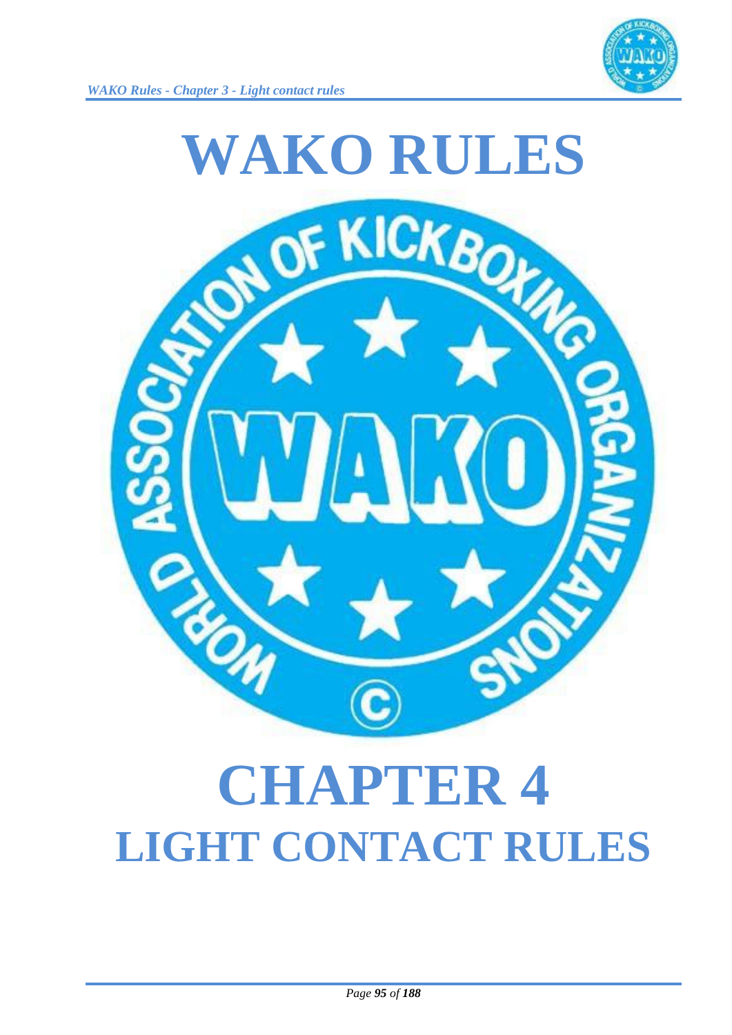# WAKO RULES

# CHAPTER 4

## LIGHT CONTACT RULES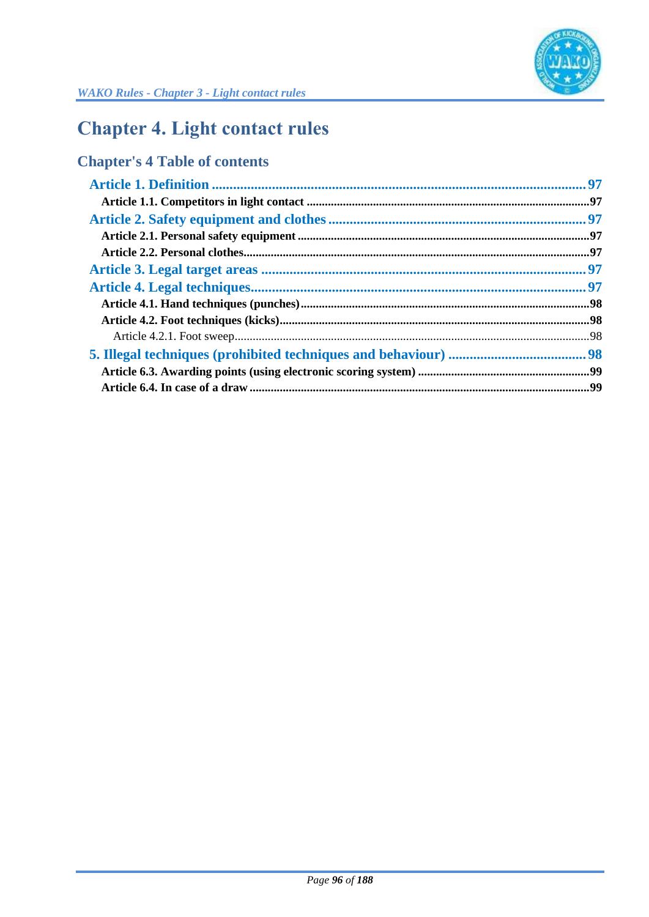# Chapter 4. Light contact rules

## Chapter's 4 Table of contents

- Article 1. Definition ........................................................................................................ 97
  - **Article 1.1. Competitors in light contact** ............................................................................97
- Article 2. Safety equipment and clothes ....................................................................... 97
  - **Article 2.1. Personal safety equipment** ...............................................................................97
  - **Article 2.2. Personal clothes**.................................................................................................97
- Article 3. Legal target areas ........................................................................................... 97
- Article 4. Legal techniques.............................................................................................. 97
  - **Article 4.1. Hand techniques (punches)**..............................................................................98
  - **Article 4.2. Foot techniques (kicks)**......................................................................................98
    - Article 4.2.1. Foot sweep.....................................................................................................98
- 5. Illegal techniques (prohibited techniques and behaviour) ....................................... 98
  - **Article 6.3. Awarding points (using electronic scoring system)** ........................................99
  - **Article 6.4. In case of a draw** ..............................................................................................99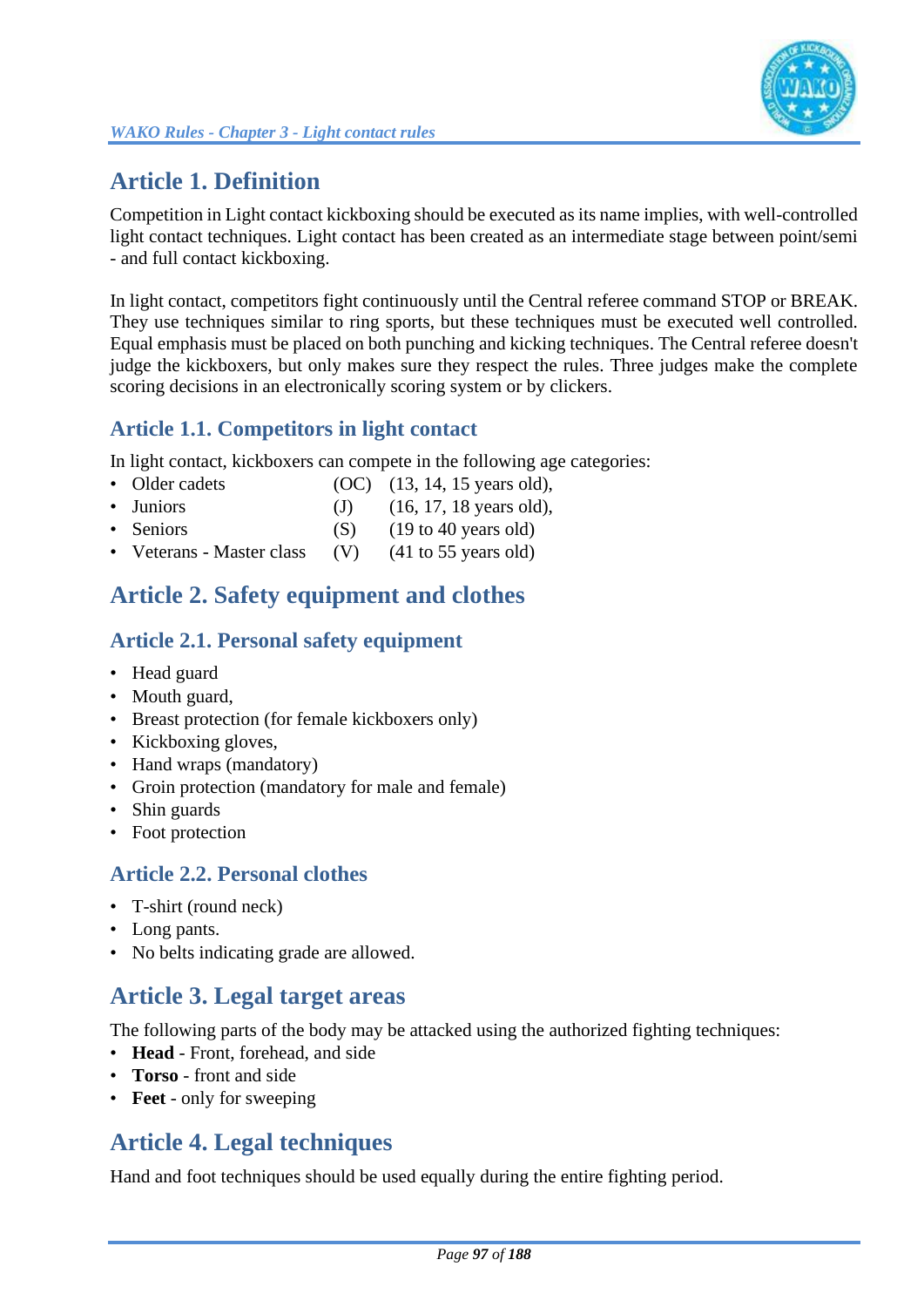## Article 1. Definition

Competition in Light contact kickboxing should be executed as its name implies, with well-controlled light contact techniques. Light contact has been created as an intermediate stage between point/semi - and full contact kickboxing.

In light contact, competitors fight continuously until the Central referee command STOP or BREAK. They use techniques similar to ring sports, but these techniques must be executed well controlled. Equal emphasis must be placed on both punching and kicking techniques. The Central referee doesn't judge the kickboxers, but only makes sure they respect the rules. Three judges make the complete scoring decisions in an electronically scoring system or by clickers.

### Article 1.1. Competitors in light contact

In light contact, kickboxers can compete in the following age categories:

- Older cadets (OC) (13, 14, 15 years old),
- Juniors (J) (16, 17, 18 years old),
- Seniors (S) (19 to 40 years old)
- Veterans - Master class (V) (41 to 55 years old)

## Article 2. Safety equipment and clothes

### Article 2.1. Personal safety equipment

- Head guard
- Mouth guard,
- Breast protection (for female kickboxers only)
- Kickboxing gloves,
- Hand wraps (mandatory)
- Groin protection (mandatory for male and female)
- Shin guards
- Foot protection

### Article 2.2. Personal clothes

- T-shirt (round neck)
- Long pants.
- No belts indicating grade are allowed.

## Article 3. Legal target areas

The following parts of the body may be attacked using the authorized fighting techniques:

- **Head** - Front, forehead, and side
- **Torso** - front and side
- **Feet** - only for sweeping

## Article 4. Legal techniques

Hand and foot techniques should be used equally during the entire fighting period.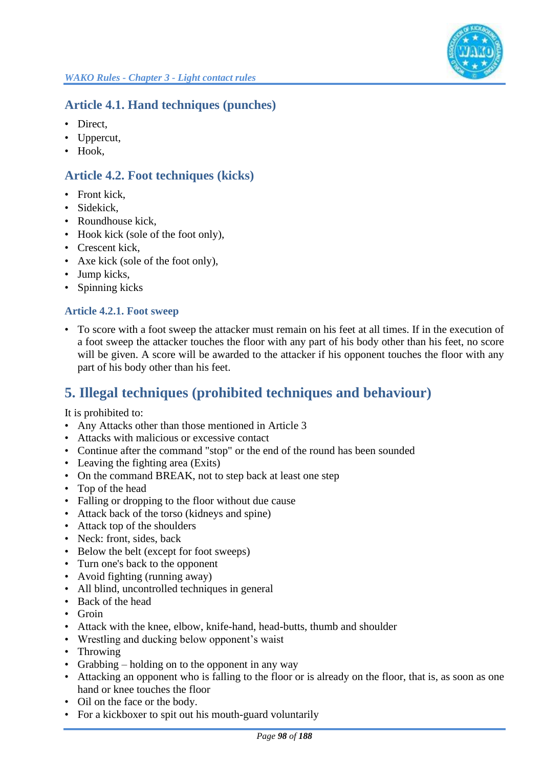### Article 4.1. Hand techniques (punches)

- Direct,
- Uppercut,
- Hook,

### Article 4.2. Foot techniques (kicks)

- Front kick,
- Sidekick,
- Roundhouse kick,
- Hook kick (sole of the foot only),
- Crescent kick,
- Axe kick (sole of the foot only),
- Jump kicks,
- Spinning kicks

#### Article 4.2.1. Foot sweep

- To score with a foot sweep the attacker must remain on his feet at all times. If in the execution of a foot sweep the attacker touches the floor with any part of his body other than his feet, no score will be given. A score will be awarded to the attacker if his opponent touches the floor with any part of his body other than his feet.

## 5. Illegal techniques (prohibited techniques and behaviour)

It is prohibited to:

- Any Attacks other than those mentioned in Article 3
- Attacks with malicious or excessive contact
- Continue after the command "stop" or the end of the round has been sounded
- Leaving the fighting area (Exits)
- On the command BREAK, not to step back at least one step
- Top of the head
- Falling or dropping to the floor without due cause
- Attack back of the torso (kidneys and spine)
- Attack top of the shoulders
- Neck: front, sides, back
- Below the belt (except for foot sweeps)
- Turn one's back to the opponent
- Avoid fighting (running away)
- All blind, uncontrolled techniques in general
- Back of the head
- Groin
- Attack with the knee, elbow, knife-hand, head-butts, thumb and shoulder
- Wrestling and ducking below opponent's waist
- Throwing
- Grabbing – holding on to the opponent in any way
- Attacking an opponent who is falling to the floor or is already on the floor, that is, as soon as one hand or knee touches the floor
- Oil on the face or the body.
- For a kickboxer to spit out his mouth-guard voluntarily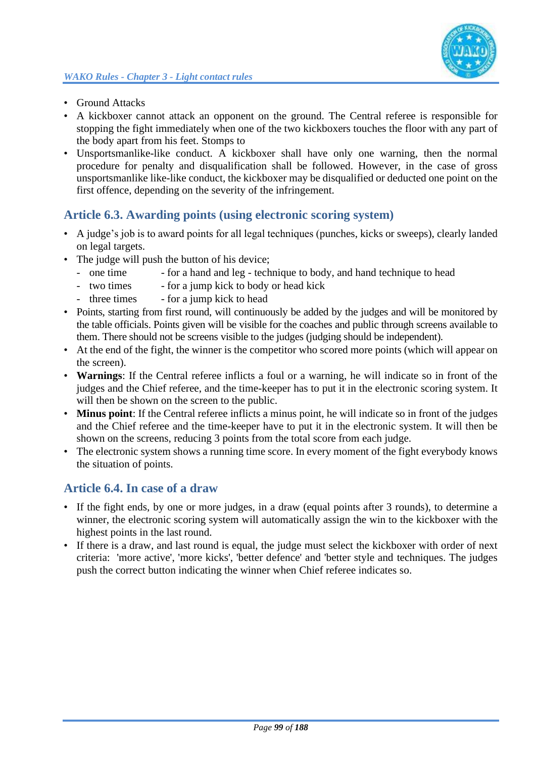- Ground Attacks
- A kickboxer cannot attack an opponent on the ground. The Central referee is responsible for stopping the fight immediately when one of the two kickboxers touches the floor with any part of the body apart from his feet. Stomps to
- Unsportsmanlike-like conduct. A kickboxer shall have only one warning, then the normal procedure for penalty and disqualification shall be followed. However, in the case of gross unsportsmanlike like-like conduct, the kickboxer may be disqualified or deducted one point on the first offence, depending on the severity of the infringement.

## Article 6.3. Awarding points (using electronic scoring system)

- A judge's job is to award points for all legal techniques (punches, kicks or sweeps), clearly landed on legal targets.
- The judge will push the button of his device;
  - one time - for a hand and leg - technique to body, and hand technique to head
  - two times - for a jump kick to body or head kick
  - three times - for a jump kick to head
- Points, starting from first round, will continuously be added by the judges and will be monitored by the table officials. Points given will be visible for the coaches and public through screens available to them. There should not be screens visible to the judges (judging should be independent).
- At the end of the fight, the winner is the competitor who scored more points (which will appear on the screen).
- **Warnings**: If the Central referee inflicts a foul or a warning, he will indicate so in front of the judges and the Chief referee, and the time-keeper has to put it in the electronic scoring system. It will then be shown on the screen to the public.
- **Minus point**: If the Central referee inflicts a minus point, he will indicate so in front of the judges and the Chief referee and the time-keeper have to put it in the electronic system. It will then be shown on the screens, reducing 3 points from the total score from each judge.
- The electronic system shows a running time score. In every moment of the fight everybody knows the situation of points.

## Article 6.4. In case of a draw

- If the fight ends, by one or more judges, in a draw (equal points after 3 rounds), to determine a winner, the electronic scoring system will automatically assign the win to the kickboxer with the highest points in the last round.
- If there is a draw, and last round is equal, the judge must select the kickboxer with order of next criteria: 'more active', 'more kicks', 'better defence' and 'better style and techniques. The judges push the correct button indicating the winner when Chief referee indicates so.